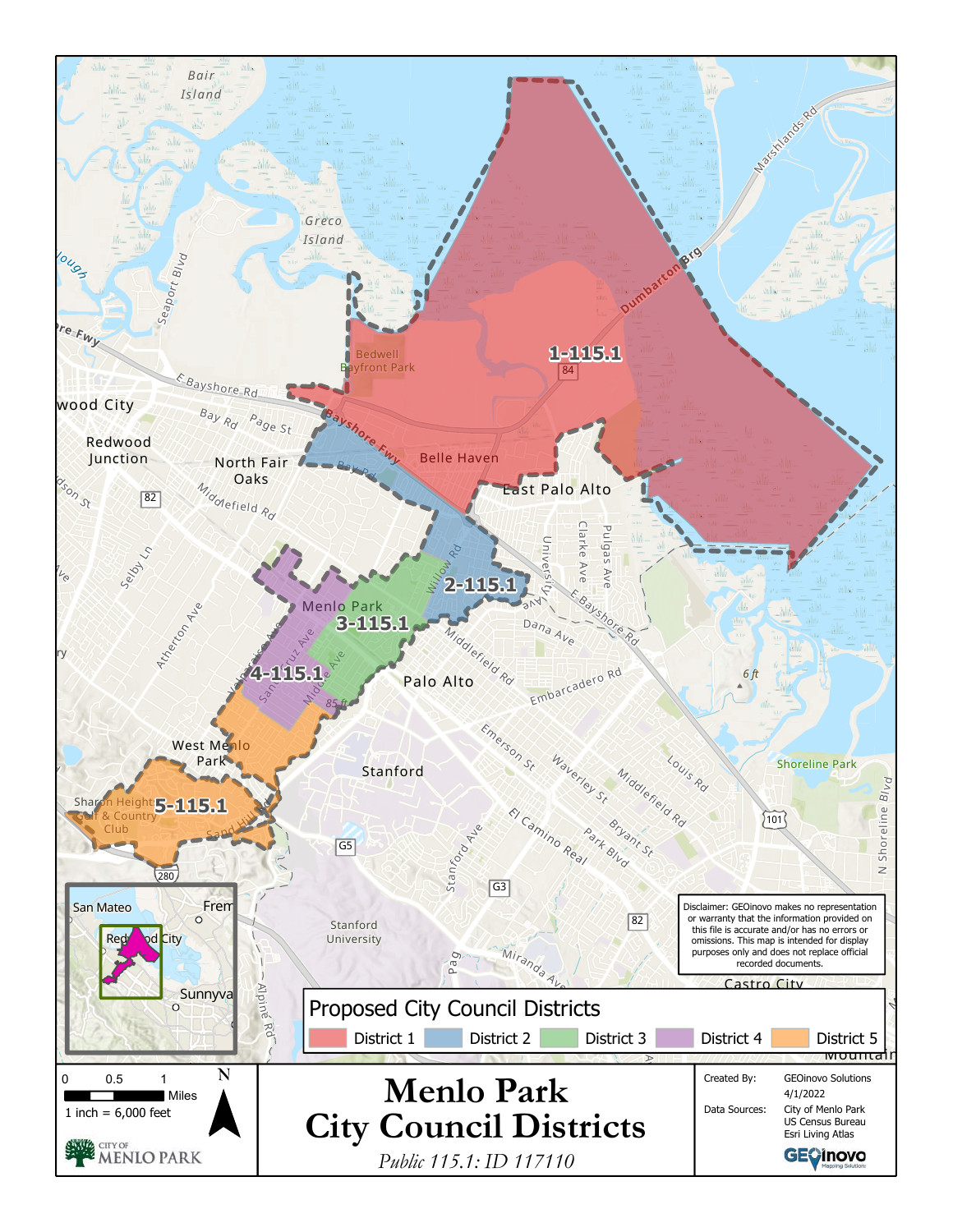# Menlo Park City Council Districts

*Public 115.1: ID 117110*

## Proposed City Council Districts

- District 1
- District 2
- District 3
- District 4
- District 5

1-115.1

2-115.1

3-115.1

4-115.1

5-115.1

Disclaimer: GEOinovo makes no representation or warranty that the information provided on this file is accurate and/or has no errors or omissions. This map is intended for display purposes only and does not replace official recorded documents.

0 0.5 1 Miles

1 inch = 6,000 feet

N

Created By: GEOinovo Solutions

4/1/2022

Data Sources: City of Menlo Park, US Census Bureau, Esri Living Atlas

CITY OF MENLO PARK

GEOinovo Mapping Solutions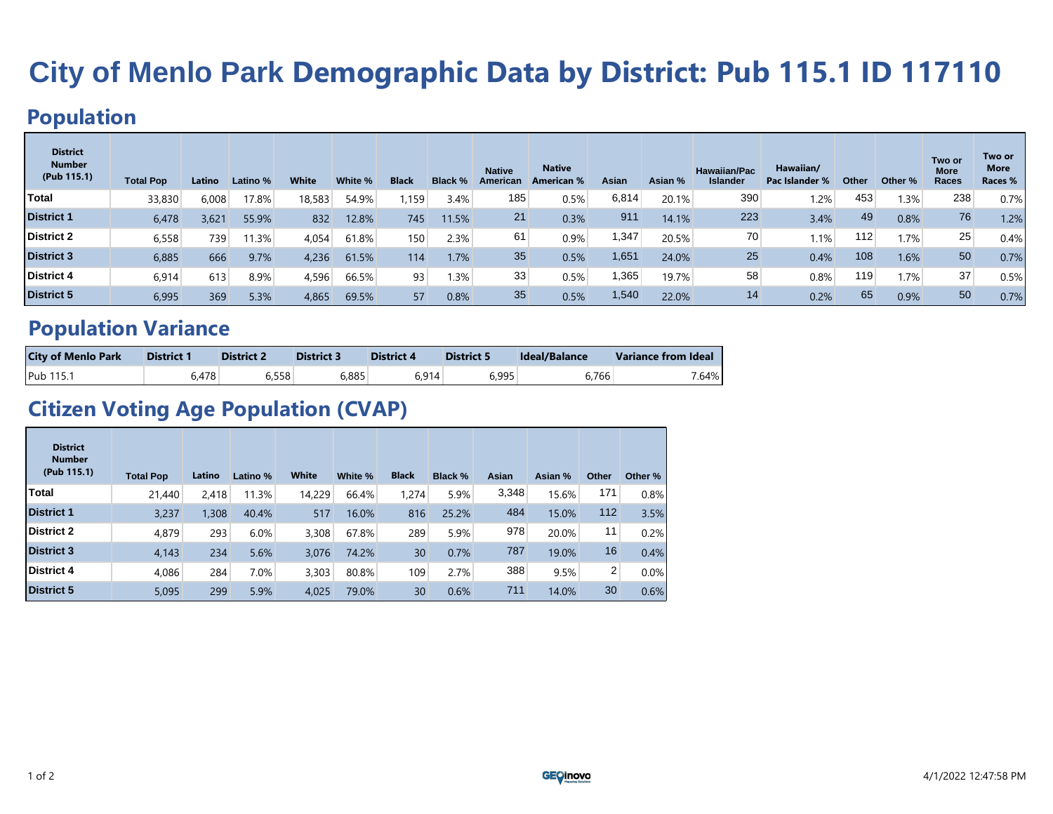# City of Menlo Park Demographic Data by District: Pub 115.1 ID 117110

## Population

| District Number (Pub 115.1) | Total Pop | Latino | Latino % | White | White % | Black | Black % | Native American | Native American % | Asian | Asian % | Hawaiian/Pac Islander | Hawaiian/ Pac Islander % | Other | Other % | Two or More Races | Two or More Races % |
|---|---|---|---|---|---|---|---|---|---|---|---|---|---|---|---|---|---|
| **Total** | 33,830 | 6,008 | 17.8% | 18,583 | 54.9% | 1,159 | 3.4% | 185 | 0.5% | 6,814 | 20.1% | 390 | 1.2% | 453 | 1.3% | 238 | 0.7% |
| **District 1** | 6,478 | 3,621 | 55.9% | 832 | 12.8% | 745 | 11.5% | 21 | 0.3% | 911 | 14.1% | 223 | 3.4% | 49 | 0.8% | 76 | 1.2% |
| **District 2** | 6,558 | 739 | 11.3% | 4,054 | 61.8% | 150 | 2.3% | 61 | 0.9% | 1,347 | 20.5% | 70 | 1.1% | 112 | 1.7% | 25 | 0.4% |
| **District 3** | 6,885 | 666 | 9.7% | 4,236 | 61.5% | 114 | 1.7% | 35 | 0.5% | 1,651 | 24.0% | 25 | 0.4% | 108 | 1.6% | 50 | 0.7% |
| **District 4** | 6,914 | 613 | 8.9% | 4,596 | 66.5% | 93 | 1.3% | 33 | 0.5% | 1,365 | 19.7% | 58 | 0.8% | 119 | 1.7% | 37 | 0.5% |
| **District 5** | 6,995 | 369 | 5.3% | 4,865 | 69.5% | 57 | 0.8% | 35 | 0.5% | 1,540 | 22.0% | 14 | 0.2% | 65 | 0.9% | 50 | 0.7% |

## Population Variance

| City of Menlo Park | District 1 | District 2 | District 3 | District 4 | District 5 | Ideal/Balance | Variance from Ideal |
|---|---|---|---|---|---|---|---|
| Pub 115.1 | 6,478 | 6,558 | 6,885 | 6,914 | 6,995 | 6,766 | 7.64% |

## Citizen Voting Age Population (CVAP)

| District Number (Pub 115.1) | Total Pop | Latino | Latino % | White | White % | Black | Black % | Asian | Asian % | Other | Other % |
|---|---|---|---|---|---|---|---|---|---|---|---|
| **Total** | 21,440 | 2,418 | 11.3% | 14,229 | 66.4% | 1,274 | 5.9% | 3,348 | 15.6% | 171 | 0.8% |
| **District 1** | 3,237 | 1,308 | 40.4% | 517 | 16.0% | 816 | 25.2% | 484 | 15.0% | 112 | 3.5% |
| **District 2** | 4,879 | 293 | 6.0% | 3,308 | 67.8% | 289 | 5.9% | 978 | 20.0% | 11 | 0.2% |
| **District 3** | 4,143 | 234 | 5.6% | 3,076 | 74.2% | 30 | 0.7% | 787 | 19.0% | 16 | 0.4% |
| **District 4** | 4,086 | 284 | 7.0% | 3,303 | 80.8% | 109 | 2.7% | 388 | 9.5% | 2 | 0.0% |
| **District 5** | 5,095 | 299 | 5.9% | 4,025 | 79.0% | 30 | 0.6% | 711 | 14.0% | 30 | 0.6% |

4/1/2022 12:47:58 PM